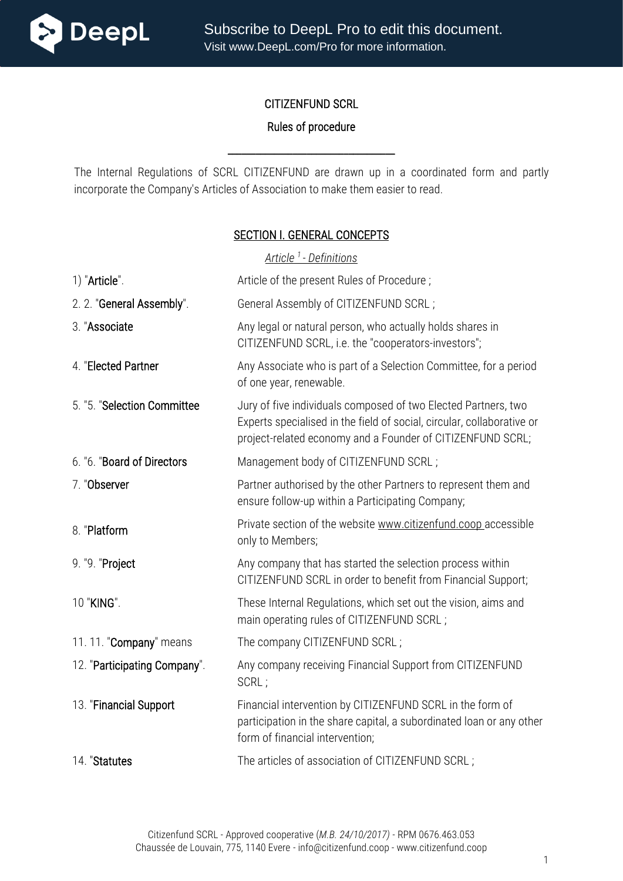CITIZENFUND SCRL

Rules of procedure

---

The Internal Regulations of SCRL CITIZENFUND are drawn up in a coordinated form and partly incorporate the Company's Articles of Association to make them easier to read.

## SECTION I. GENERAL CONCEPTS

*Article [1] - Definitions*

| | |
|---|---|
| 1) "Article". | Article of the present Rules of Procedure ; |
| 2. 2. "General Assembly". | General Assembly of CITIZENFUND SCRL ; |
| 3. "Associate | Any legal or natural person, who actually holds shares in CITIZENFUND SCRL, i.e. the "cooperators-investors"; |
| 4. "Elected Partner | Any Associate who is part of a Selection Committee, for a period of one year, renewable. |
| 5. "5. "Selection Committee | Jury of five individuals composed of two Elected Partners, two Experts specialised in the field of social, circular, collaborative or project-related economy and a Founder of CITIZENFUND SCRL; |
| 6. "6. "Board of Directors | Management body of CITIZENFUND SCRL ; |
| 7. "Observer | Partner authorised by the other Partners to represent them and ensure follow-up within a Participating Company; |
| 8. "Platform | Private section of the website www.citizenfund.coop accessible only to Members; |
| 9. "9. "Project | Any company that has started the selection process within CITIZENFUND SCRL in order to benefit from Financial Support; |
| 10 "KING". | These Internal Regulations, which set out the vision, aims and main operating rules of CITIZENFUND SCRL ; |
| 11. 11. "Company" means | The company CITIZENFUND SCRL ; |
| 12. "Participating Company". | Any company receiving Financial Support from CITIZENFUND SCRL ; |
| 13. "Financial Support | Financial intervention by CITIZENFUND SCRL in the form of participation in the share capital, a subordinated loan or any other form of financial intervention; |
| 14. "Statutes | The articles of association of CITIZENFUND SCRL ; |

Citizenfund SCRL - Approved cooperative (*M.B. 24/10/2017)* - RPM 0676.463.053
Chaussée de Louvain, 775, 1140 Evere - info@citizenfund.coop - www.citizenfund.coop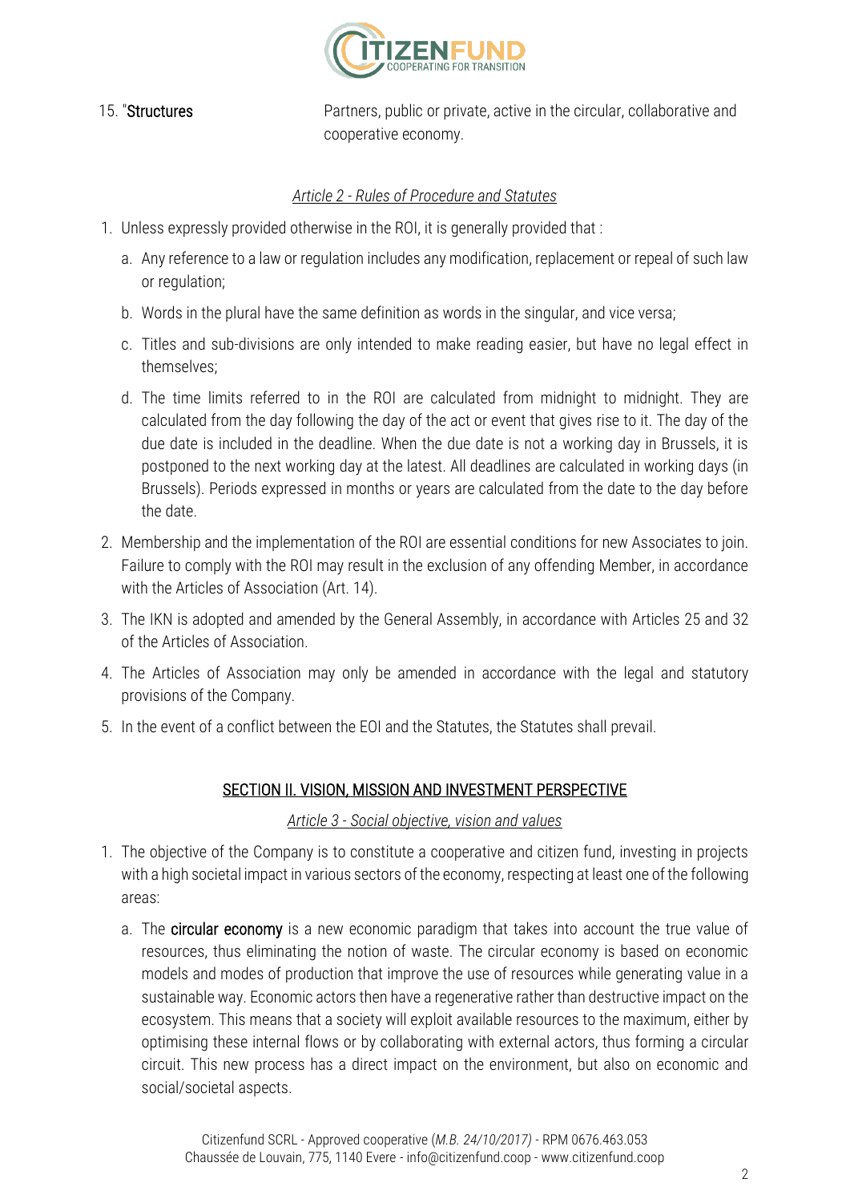15. "**Structures** Partners, public or private, active in the circular, collaborative and cooperative economy.

*Article 2 - Rules of Procedure and Statutes*

1. Unless expressly provided otherwise in the ROI, it is generally provided that :
   a. Any reference to a law or regulation includes any modification, replacement or repeal of such law or regulation;
   b. Words in the plural have the same definition as words in the singular, and vice versa;
   c. Titles and sub-divisions are only intended to make reading easier, but have no legal effect in themselves;
   d. The time limits referred to in the ROI are calculated from midnight to midnight. They are calculated from the day following the day of the act or event that gives rise to it. The day of the due date is included in the deadline. When the due date is not a working day in Brussels, it is postponed to the next working day at the latest. All deadlines are calculated in working days (in Brussels). Periods expressed in months or years are calculated from the date to the day before the date.
2. Membership and the implementation of the ROI are essential conditions for new Associates to join. Failure to comply with the ROI may result in the exclusion of any offending Member, in accordance with the Articles of Association (Art. 14).
3. The IKN is adopted and amended by the General Assembly, in accordance with Articles 25 and 32 of the Articles of Association.
4. The Articles of Association may only be amended in accordance with the legal and statutory provisions of the Company.
5. In the event of a conflict between the EOI and the Statutes, the Statutes shall prevail.

## SECTION II. VISION, MISSION AND INVESTMENT PERSPECTIVE

*Article 3 - Social objective, vision and values*

1. The objective of the Company is to constitute a cooperative and citizen fund, investing in projects with a high societal impact in various sectors of the economy, respecting at least one of the following areas:
   a. The **circular economy** is a new economic paradigm that takes into account the true value of resources, thus eliminating the notion of waste. The circular economy is based on economic models and modes of production that improve the use of resources while generating value in a sustainable way. Economic actors then have a regenerative rather than destructive impact on the ecosystem. This means that a society will exploit available resources to the maximum, either by optimising these internal flows or by collaborating with external actors, thus forming a circular circuit. This new process has a direct impact on the environment, but also on economic and social/societal aspects.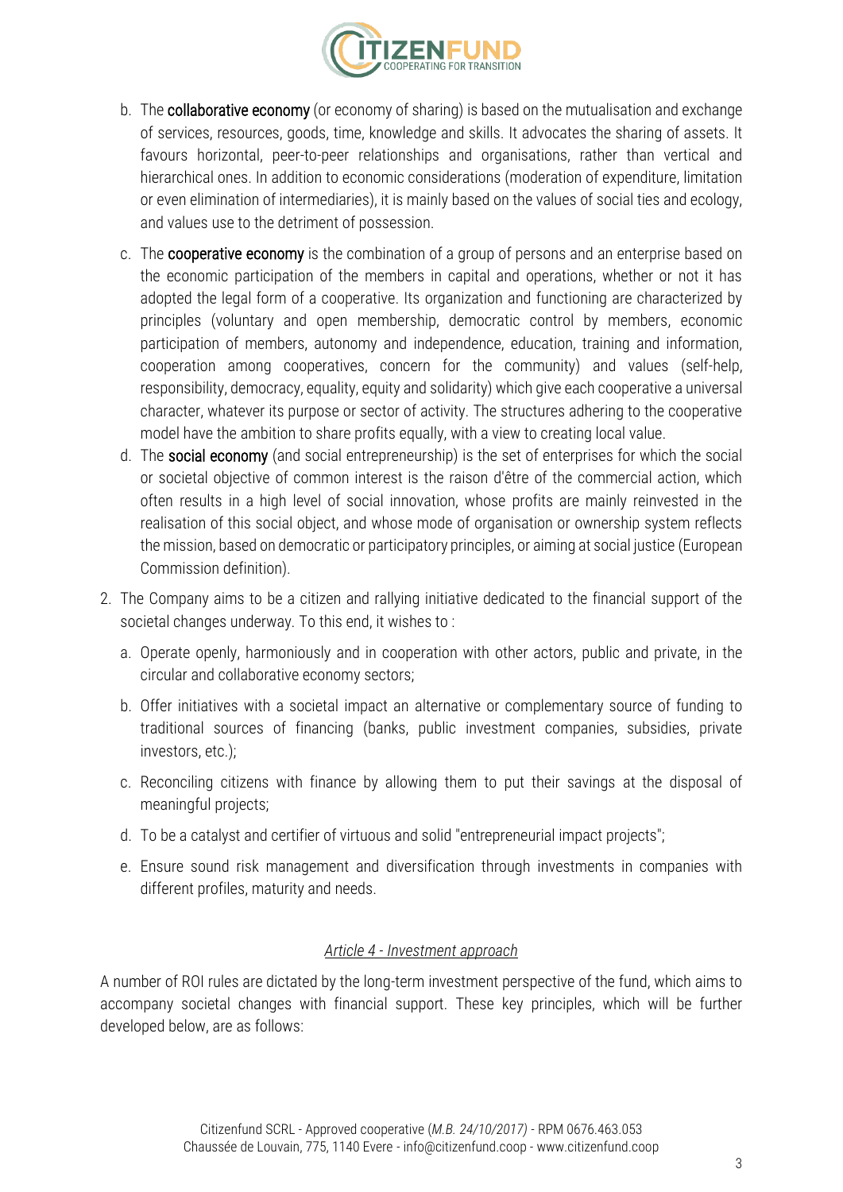b. The **collaborative economy** (or economy of sharing) is based on the mutualisation and exchange of services, resources, goods, time, knowledge and skills. It advocates the sharing of assets. It favours horizontal, peer-to-peer relationships and organisations, rather than vertical and hierarchical ones. In addition to economic considerations (moderation of expenditure, limitation or even elimination of intermediaries), it is mainly based on the values of social ties and ecology, and values use to the detriment of possession.

c. The **cooperative economy** is the combination of a group of persons and an enterprise based on the economic participation of the members in capital and operations, whether or not it has adopted the legal form of a cooperative. Its organization and functioning are characterized by principles (voluntary and open membership, democratic control by members, economic participation of members, autonomy and independence, education, training and information, cooperation among cooperatives, concern for the community) and values (self-help, responsibility, democracy, equality, equity and solidarity) which give each cooperative a universal character, whatever its purpose or sector of activity. The structures adhering to the cooperative model have the ambition to share profits equally, with a view to creating local value.

d. The **social economy** (and social entrepreneurship) is the set of enterprises for which the social or societal objective of common interest is the raison d'être of the commercial action, which often results in a high level of social innovation, whose profits are mainly reinvested in the realisation of this social object, and whose mode of organisation or ownership system reflects the mission, based on democratic or participatory principles, or aiming at social justice (European Commission definition).

2. The Company aims to be a citizen and rallying initiative dedicated to the financial support of the societal changes underway. To this end, it wishes to :

   a. Operate openly, harmoniously and in cooperation with other actors, public and private, in the circular and collaborative economy sectors;

   b. Offer initiatives with a societal impact an alternative or complementary source of funding to traditional sources of financing (banks, public investment companies, subsidies, private investors, etc.);

   c. Reconciling citizens with finance by allowing them to put their savings at the disposal of meaningful projects;

   d. To be a catalyst and certifier of virtuous and solid "entrepreneurial impact projects";

   e. Ensure sound risk management and diversification through investments in companies with different profiles, maturity and needs.

### *Article 4 - Investment approach*

A number of ROI rules are dictated by the long-term investment perspective of the fund, which aims to accompany societal changes with financial support. These key principles, which will be further developed below, are as follows: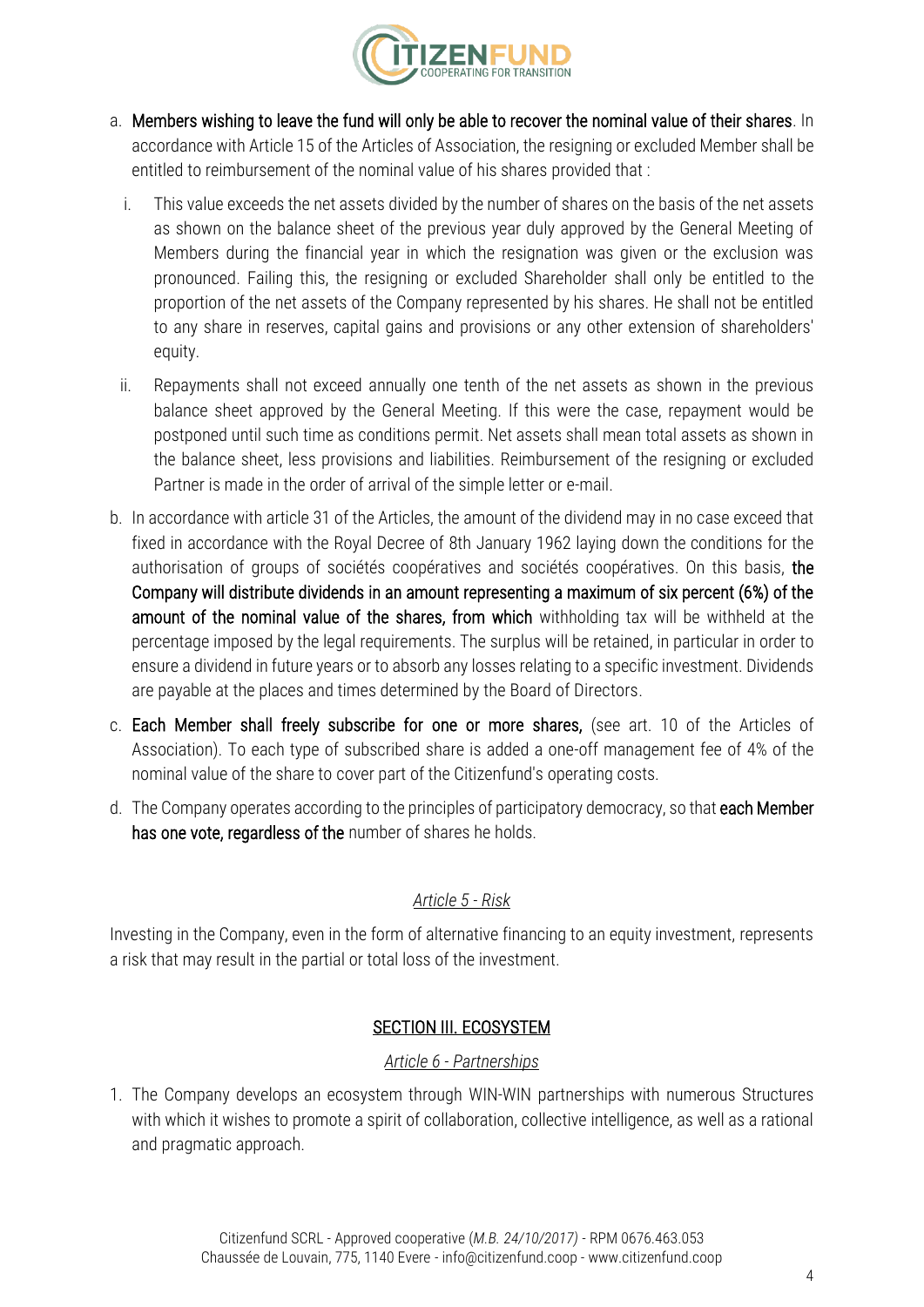a. **Members wishing to leave the fund will only be able to recover the nominal value of their shares**. In accordance with Article 15 of the Articles of Association, the resigning or excluded Member shall be entitled to reimbursement of the nominal value of his shares provided that :

   i. This value exceeds the net assets divided by the number of shares on the basis of the net assets as shown on the balance sheet of the previous year duly approved by the General Meeting of Members during the financial year in which the resignation was given or the exclusion was pronounced. Failing this, the resigning or excluded Shareholder shall only be entitled to the proportion of the net assets of the Company represented by his shares. He shall not be entitled to any share in reserves, capital gains and provisions or any other extension of shareholders' equity.

   ii. Repayments shall not exceed annually one tenth of the net assets as shown in the previous balance sheet approved by the General Meeting. If this were the case, repayment would be postponed until such time as conditions permit. Net assets shall mean total assets as shown in the balance sheet, less provisions and liabilities. Reimbursement of the resigning or excluded Partner is made in the order of arrival of the simple letter or e-mail.

b. In accordance with article 31 of the Articles, the amount of the dividend may in no case exceed that fixed in accordance with the Royal Decree of 8th January 1962 laying down the conditions for the authorisation of groups of sociétés coopératives and sociétés coopératives. On this basis, **the Company will distribute dividends in an amount representing a maximum of six percent (6%) of the amount of the nominal value of the shares, from which** withholding tax will be withheld at the percentage imposed by the legal requirements. The surplus will be retained, in particular in order to ensure a dividend in future years or to absorb any losses relating to a specific investment. Dividends are payable at the places and times determined by the Board of Directors.

c. **Each Member shall freely subscribe for one or more shares,** (see art. 10 of the Articles of Association). To each type of subscribed share is added a one-off management fee of 4% of the nominal value of the share to cover part of the Citizenfund's operating costs.

d. The Company operates according to the principles of participatory democracy, so that **each Member has one vote, regardless of the** number of shares he holds.

*Article 5 - Risk*

Investing in the Company, even in the form of alternative financing to an equity investment, represents a risk that may result in the partial or total loss of the investment.

## SECTION III. ECOSYSTEM

*Article 6 - Partnerships*

1. The Company develops an ecosystem through WIN-WIN partnerships with numerous Structures with which it wishes to promote a spirit of collaboration, collective intelligence, as well as a rational and pragmatic approach.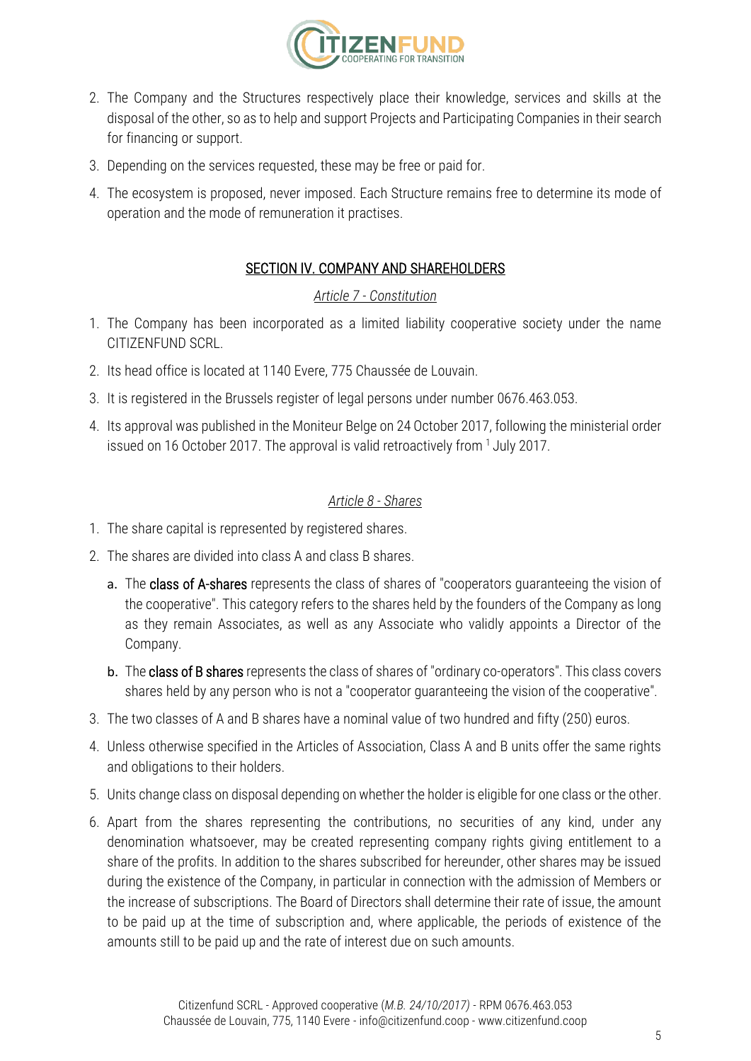2. The Company and the Structures respectively place their knowledge, services and skills at the disposal of the other, so as to help and support Projects and Participating Companies in their search for financing or support.
3. Depending on the services requested, these may be free or paid for.
4. The ecosystem is proposed, never imposed. Each Structure remains free to determine its mode of operation and the mode of remuneration it practises.

## SECTION IV. COMPANY AND SHAREHOLDERS

### *Article 7 - Constitution*

1. The Company has been incorporated as a limited liability cooperative society under the name CITIZENFUND SCRL.
2. Its head office is located at 1140 Evere, 775 Chaussée de Louvain.
3. It is registered in the Brussels register of legal persons under number 0676.463.053.
4. Its approval was published in the Moniteur Belge on 24 October 2017, following the ministerial order issued on 16 October 2017. The approval is valid retroactively from [1] July 2017.

### *Article 8 - Shares*

1. The share capital is represented by registered shares.
2. The shares are divided into class A and class B shares.
   a. The **class of A-shares** represents the class of shares of "cooperators guaranteeing the vision of the cooperative". This category refers to the shares held by the founders of the Company as long as they remain Associates, as well as any Associate who validly appoints a Director of the Company.
   b. The **class of B shares** represents the class of shares of "ordinary co-operators". This class covers shares held by any person who is not a "cooperator guaranteeing the vision of the cooperative".
3. The two classes of A and B shares have a nominal value of two hundred and fifty (250) euros.
4. Unless otherwise specified in the Articles of Association, Class A and B units offer the same rights and obligations to their holders.
5. Units change class on disposal depending on whether the holder is eligible for one class or the other.
6. Apart from the shares representing the contributions, no securities of any kind, under any denomination whatsoever, may be created representing company rights giving entitlement to a share of the profits. In addition to the shares subscribed for hereunder, other shares may be issued during the existence of the Company, in particular in connection with the admission of Members or the increase of subscriptions. The Board of Directors shall determine their rate of issue, the amount to be paid up at the time of subscription and, where applicable, the periods of existence of the amounts still to be paid up and the rate of interest due on such amounts.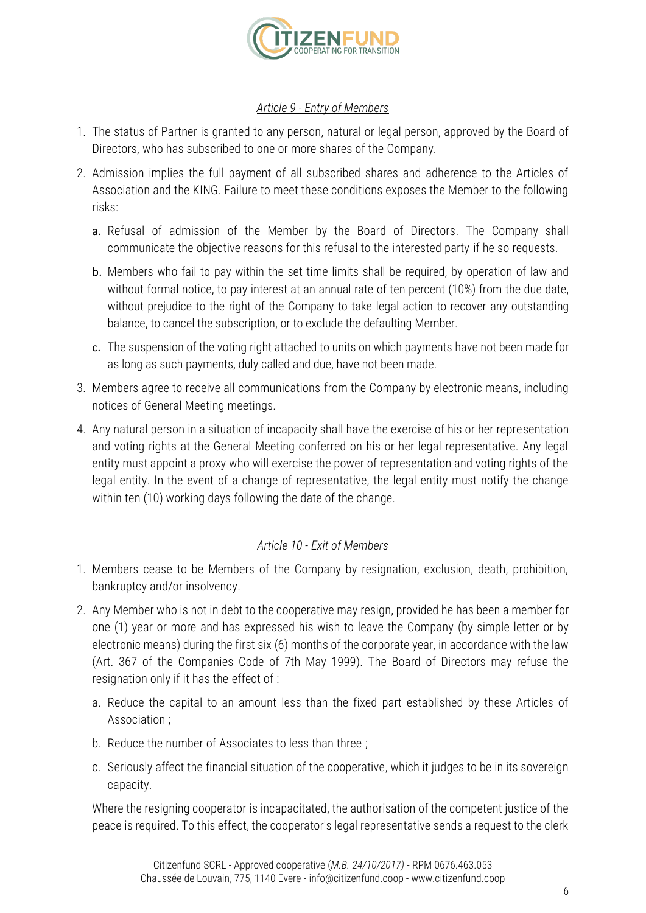*Article 9 - Entry of Members*

1. The status of Partner is granted to any person, natural or legal person, approved by the Board of Directors, who has subscribed to one or more shares of the Company.
2. Admission implies the full payment of all subscribed shares and adherence to the Articles of Association and the KING. Failure to meet these conditions exposes the Member to the following risks:
   a. Refusal of admission of the Member by the Board of Directors. The Company shall communicate the objective reasons for this refusal to the interested party if he so requests.
   b. Members who fail to pay within the set time limits shall be required, by operation of law and without formal notice, to pay interest at an annual rate of ten percent (10%) from the due date, without prejudice to the right of the Company to take legal action to recover any outstanding balance, to cancel the subscription, or to exclude the defaulting Member.
   c. The suspension of the voting right attached to units on which payments have not been made for as long as such payments, duly called and due, have not been made.
3. Members agree to receive all communications from the Company by electronic means, including notices of General Meeting meetings.
4. Any natural person in a situation of incapacity shall have the exercise of his or her representation and voting rights at the General Meeting conferred on his or her legal representative. Any legal entity must appoint a proxy who will exercise the power of representation and voting rights of the legal entity. In the event of a change of representative, the legal entity must notify the change within ten (10) working days following the date of the change.

*Article 10 - Exit of Members*

1. Members cease to be Members of the Company by resignation, exclusion, death, prohibition, bankruptcy and/or insolvency.
2. Any Member who is not in debt to the cooperative may resign, provided he has been a member for one (1) year or more and has expressed his wish to leave the Company (by simple letter or by electronic means) during the first six (6) months of the corporate year, in accordance with the law (Art. 367 of the Companies Code of 7th May 1999). The Board of Directors may refuse the resignation only if it has the effect of :
   a. Reduce the capital to an amount less than the fixed part established by these Articles of Association ;
   b. Reduce the number of Associates to less than three ;
   c. Seriously affect the financial situation of the cooperative, which it judges to be in its sovereign capacity.

   Where the resigning cooperator is incapacitated, the authorisation of the competent justice of the peace is required. To this effect, the cooperator's legal representative sends a request to the clerk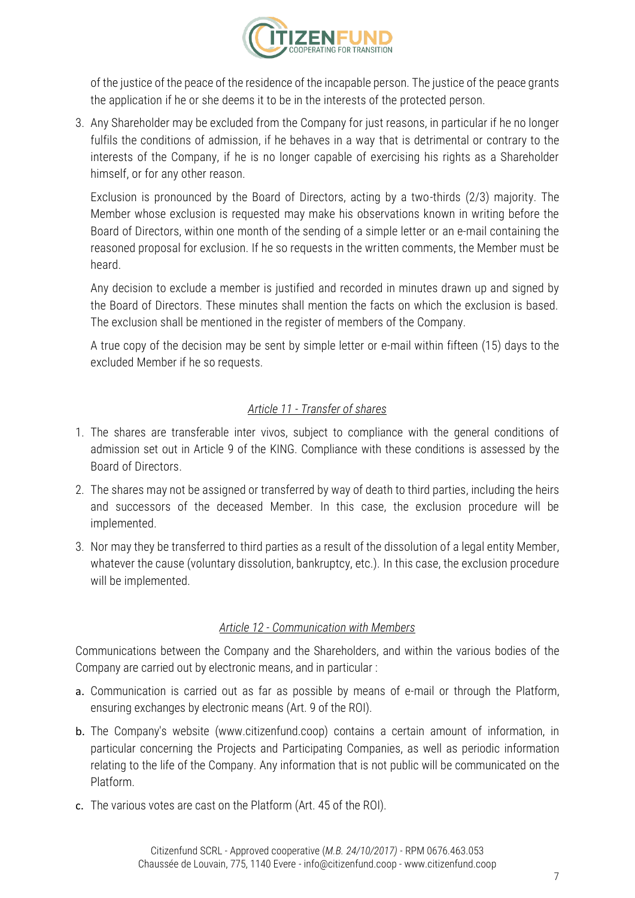of the justice of the peace of the residence of the incapable person. The justice of the peace grants the application if he or she deems it to be in the interests of the protected person.

3. Any Shareholder may be excluded from the Company for just reasons, in particular if he no longer fulfils the conditions of admission, if he behaves in a way that is detrimental or contrary to the interests of the Company, if he is no longer capable of exercising his rights as a Shareholder himself, or for any other reason.

   Exclusion is pronounced by the Board of Directors, acting by a two-thirds (2/3) majority. The Member whose exclusion is requested may make his observations known in writing before the Board of Directors, within one month of the sending of a simple letter or an e-mail containing the reasoned proposal for exclusion. If he so requests in the written comments, the Member must be heard.

   Any decision to exclude a member is justified and recorded in minutes drawn up and signed by the Board of Directors. These minutes shall mention the facts on which the exclusion is based. The exclusion shall be mentioned in the register of members of the Company.

   A true copy of the decision may be sent by simple letter or e-mail within fifteen (15) days to the excluded Member if he so requests.

### *Article 11 - Transfer of shares*

1. The shares are transferable inter vivos, subject to compliance with the general conditions of admission set out in Article 9 of the KING. Compliance with these conditions is assessed by the Board of Directors.
2. The shares may not be assigned or transferred by way of death to third parties, including the heirs and successors of the deceased Member. In this case, the exclusion procedure will be implemented.
3. Nor may they be transferred to third parties as a result of the dissolution of a legal entity Member, whatever the cause (voluntary dissolution, bankruptcy, etc.). In this case, the exclusion procedure will be implemented.

### *Article 12 - Communication with Members*

Communications between the Company and the Shareholders, and within the various bodies of the Company are carried out by electronic means, and in particular :

a. Communication is carried out as far as possible by means of e-mail or through the Platform, ensuring exchanges by electronic means (Art. 9 of the ROI).
b. The Company's website (www.citizenfund.coop) contains a certain amount of information, in particular concerning the Projects and Participating Companies, as well as periodic information relating to the life of the Company. Any information that is not public will be communicated on the Platform.
c. The various votes are cast on the Platform (Art. 45 of the ROI).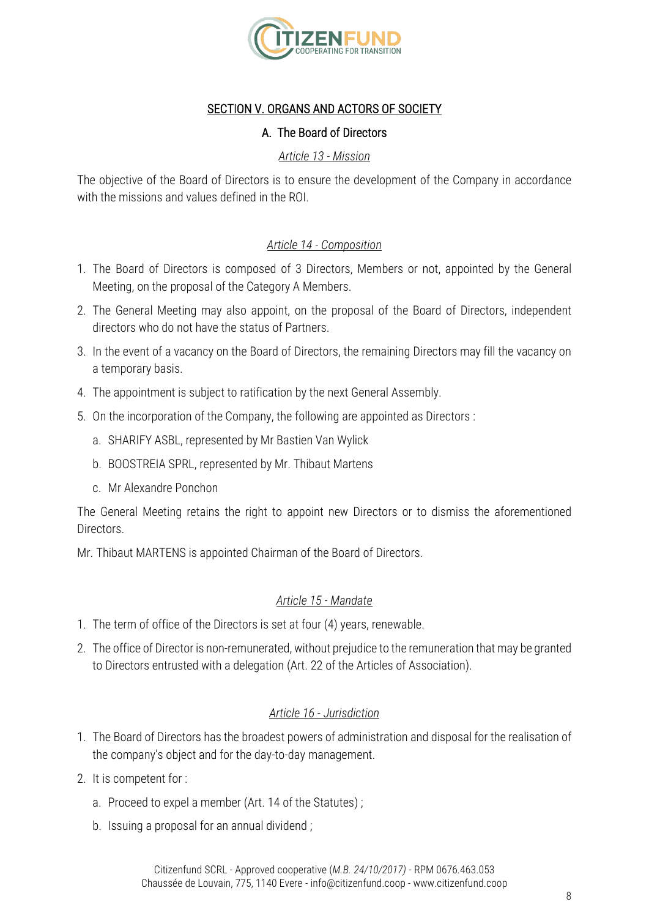## SECTION V. ORGANS AND ACTORS OF SOCIETY

### A. The Board of Directors

*Article 13 - Mission*

The objective of the Board of Directors is to ensure the development of the Company in accordance with the missions and values defined in the ROI.

*Article 14 - Composition*

1. The Board of Directors is composed of 3 Directors, Members or not, appointed by the General Meeting, on the proposal of the Category A Members.
2. The General Meeting may also appoint, on the proposal of the Board of Directors, independent directors who do not have the status of Partners.
3. In the event of a vacancy on the Board of Directors, the remaining Directors may fill the vacancy on a temporary basis.
4. The appointment is subject to ratification by the next General Assembly.
5. On the incorporation of the Company, the following are appointed as Directors :
   a. SHARIFY ASBL, represented by Mr Bastien Van Wylick
   b. BOOSTREIA SPRL, represented by Mr. Thibaut Martens
   c. Mr Alexandre Ponchon

The General Meeting retains the right to appoint new Directors or to dismiss the aforementioned Directors.

Mr. Thibaut MARTENS is appointed Chairman of the Board of Directors.

*Article 15 - Mandate*

1. The term of office of the Directors is set at four (4) years, renewable.
2. The office of Director is non-remunerated, without prejudice to the remuneration that may be granted to Directors entrusted with a delegation (Art. 22 of the Articles of Association).

*Article 16 - Jurisdiction*

1. The Board of Directors has the broadest powers of administration and disposal for the realisation of the company's object and for the day-to-day management.
2. It is competent for :
   a. Proceed to expel a member (Art. 14 of the Statutes) ;
   b. Issuing a proposal for an annual dividend ;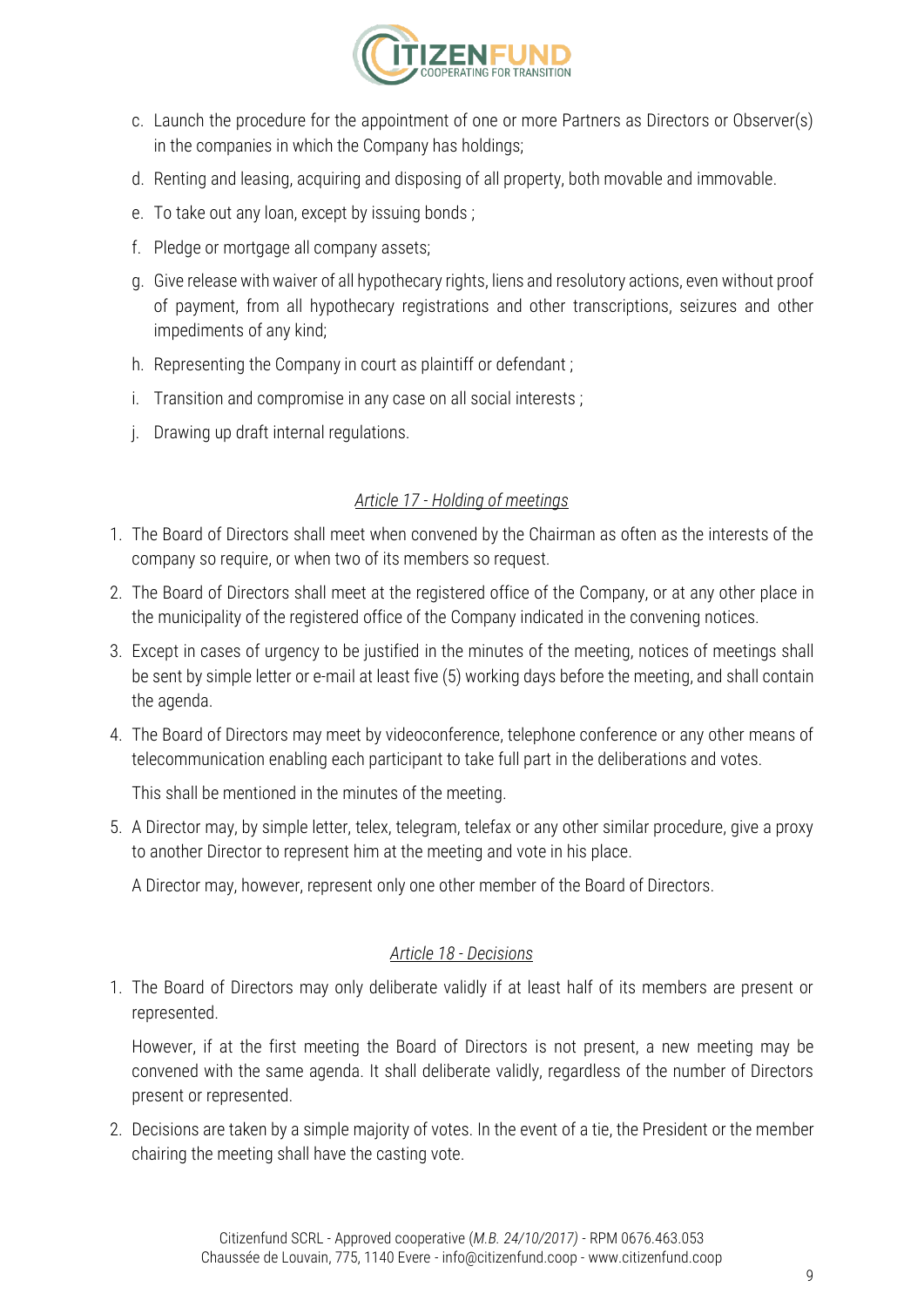c. Launch the procedure for the appointment of one or more Partners as Directors or Observer(s) in the companies in which the Company has holdings;

d. Renting and leasing, acquiring and disposing of all property, both movable and immovable.

e. To take out any loan, except by issuing bonds ;

f. Pledge or mortgage all company assets;

g. Give release with waiver of all hypothecary rights, liens and resolutory actions, even without proof of payment, from all hypothecary registrations and other transcriptions, seizures and other impediments of any kind;

h. Representing the Company in court as plaintiff or defendant ;

i. Transition and compromise in any case on all social interests ;

j. Drawing up draft internal regulations.

### *Article 17 - Holding of meetings*

1. The Board of Directors shall meet when convened by the Chairman as often as the interests of the company so require, or when two of its members so request.
2. The Board of Directors shall meet at the registered office of the Company, or at any other place in the municipality of the registered office of the Company indicated in the convening notices.
3. Except in cases of urgency to be justified in the minutes of the meeting, notices of meetings shall be sent by simple letter or e-mail at least five (5) working days before the meeting, and shall contain the agenda.
4. The Board of Directors may meet by videoconference, telephone conference or any other means of telecommunication enabling each participant to take full part in the deliberations and votes.

   This shall be mentioned in the minutes of the meeting.
5. A Director may, by simple letter, telex, telegram, telefax or any other similar procedure, give a proxy to another Director to represent him at the meeting and vote in his place.

   A Director may, however, represent only one other member of the Board of Directors.

### *Article 18 - Decisions*

1. The Board of Directors may only deliberate validly if at least half of its members are present or represented.

   However, if at the first meeting the Board of Directors is not present, a new meeting may be convened with the same agenda. It shall deliberate validly, regardless of the number of Directors present or represented.
2. Decisions are taken by a simple majority of votes. In the event of a tie, the President or the member chairing the meeting shall have the casting vote.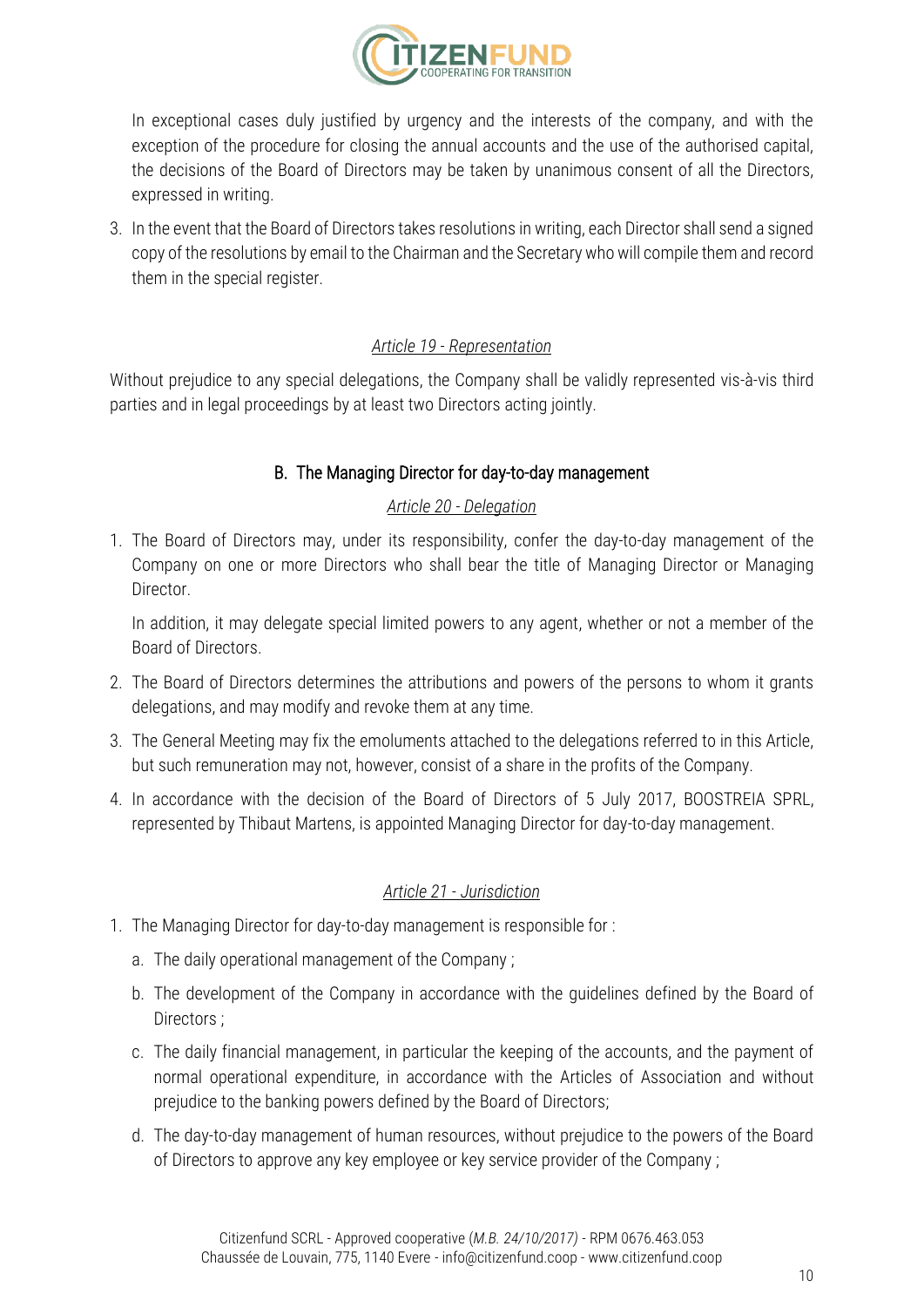In exceptional cases duly justified by urgency and the interests of the company, and with the exception of the procedure for closing the annual accounts and the use of the authorised capital, the decisions of the Board of Directors may be taken by unanimous consent of all the Directors, expressed in writing.

3. In the event that the Board of Directors takes resolutions in writing, each Director shall send a signed copy of the resolutions by email to the Chairman and the Secretary who will compile them and record them in the special register.

*Article 19 - Representation*

Without prejudice to any special delegations, the Company shall be validly represented vis-à-vis third parties and in legal proceedings by at least two Directors acting jointly.

### B. The Managing Director for day-to-day management

*Article 20 - Delegation*

1. The Board of Directors may, under its responsibility, confer the day-to-day management of the Company on one or more Directors who shall bear the title of Managing Director or Managing Director.

   In addition, it may delegate special limited powers to any agent, whether or not a member of the Board of Directors.

2. The Board of Directors determines the attributions and powers of the persons to whom it grants delegations, and may modify and revoke them at any time.
3. The General Meeting may fix the emoluments attached to the delegations referred to in this Article, but such remuneration may not, however, consist of a share in the profits of the Company.
4. In accordance with the decision of the Board of Directors of 5 July 2017, BOOSTREIA SPRL, represented by Thibaut Martens, is appointed Managing Director for day-to-day management.

*Article 21 - Jurisdiction*

1. The Managing Director for day-to-day management is responsible for :
   a. The daily operational management of the Company ;
   b. The development of the Company in accordance with the guidelines defined by the Board of Directors ;
   c. The daily financial management, in particular the keeping of the accounts, and the payment of normal operational expenditure, in accordance with the Articles of Association and without prejudice to the banking powers defined by the Board of Directors;
   d. The day-to-day management of human resources, without prejudice to the powers of the Board of Directors to approve any key employee or key service provider of the Company ;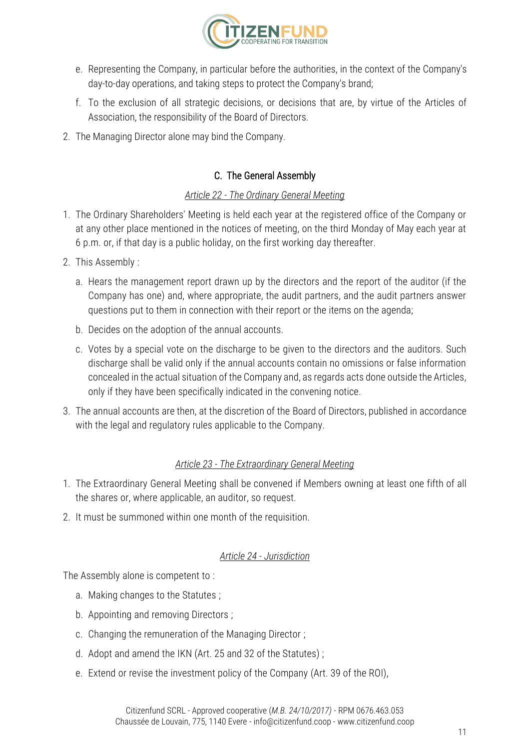e. Representing the Company, in particular before the authorities, in the context of the Company's day-to-day operations, and taking steps to protect the Company's brand;

f. To the exclusion of all strategic decisions, or decisions that are, by virtue of the Articles of Association, the responsibility of the Board of Directors.

2. The Managing Director alone may bind the Company.

### C. The General Assembly

#### *Article 22 - The Ordinary General Meeting*

1. The Ordinary Shareholders' Meeting is held each year at the registered office of the Company or at any other place mentioned in the notices of meeting, on the third Monday of May each year at 6 p.m. or, if that day is a public holiday, on the first working day thereafter.
2. This Assembly :
   a. Hears the management report drawn up by the directors and the report of the auditor (if the Company has one) and, where appropriate, the audit partners, and the audit partners answer questions put to them in connection with their report or the items on the agenda;
   b. Decides on the adoption of the annual accounts.
   c. Votes by a special vote on the discharge to be given to the directors and the auditors. Such discharge shall be valid only if the annual accounts contain no omissions or false information concealed in the actual situation of the Company and, as regards acts done outside the Articles, only if they have been specifically indicated in the convening notice.
3. The annual accounts are then, at the discretion of the Board of Directors, published in accordance with the legal and regulatory rules applicable to the Company.

#### *Article 23 - The Extraordinary General Meeting*

1. The Extraordinary General Meeting shall be convened if Members owning at least one fifth of all the shares or, where applicable, an auditor, so request.
2. It must be summoned within one month of the requisition.

#### *Article 24 - Jurisdiction*

The Assembly alone is competent to :

a. Making changes to the Statutes ;

b. Appointing and removing Directors ;

c. Changing the remuneration of the Managing Director ;

d. Adopt and amend the IKN (Art. 25 and 32 of the Statutes) ;

e. Extend or revise the investment policy of the Company (Art. 39 of the ROI),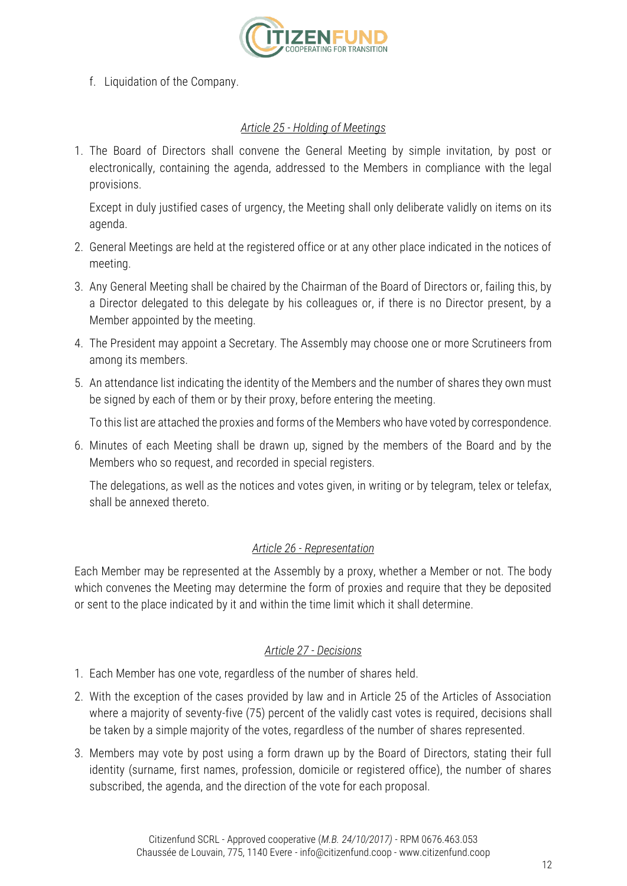f. Liquidation of the Company.

### *Article 25 - Holding of Meetings*

1. The Board of Directors shall convene the General Meeting by simple invitation, by post or electronically, containing the agenda, addressed to the Members in compliance with the legal provisions.

   Except in duly justified cases of urgency, the Meeting shall only deliberate validly on items on its agenda.

2. General Meetings are held at the registered office or at any other place indicated in the notices of meeting.

3. Any General Meeting shall be chaired by the Chairman of the Board of Directors or, failing this, by a Director delegated to this delegate by his colleagues or, if there is no Director present, by a Member appointed by the meeting.

4. The President may appoint a Secretary. The Assembly may choose one or more Scrutineers from among its members.

5. An attendance list indicating the identity of the Members and the number of shares they own must be signed by each of them or by their proxy, before entering the meeting.

   To this list are attached the proxies and forms of the Members who have voted by correspondence.

6. Minutes of each Meeting shall be drawn up, signed by the members of the Board and by the Members who so request, and recorded in special registers.

   The delegations, as well as the notices and votes given, in writing or by telegram, telex or telefax, shall be annexed thereto.

### *Article 26 - Representation*

Each Member may be represented at the Assembly by a proxy, whether a Member or not. The body which convenes the Meeting may determine the form of proxies and require that they be deposited or sent to the place indicated by it and within the time limit which it shall determine.

### *Article 27 - Decisions*

1. Each Member has one vote, regardless of the number of shares held.

2. With the exception of the cases provided by law and in Article 25 of the Articles of Association where a majority of seventy-five (75) percent of the validly cast votes is required, decisions shall be taken by a simple majority of the votes, regardless of the number of shares represented.

3. Members may vote by post using a form drawn up by the Board of Directors, stating their full identity (surname, first names, profession, domicile or registered office), the number of shares subscribed, the agenda, and the direction of the vote for each proposal.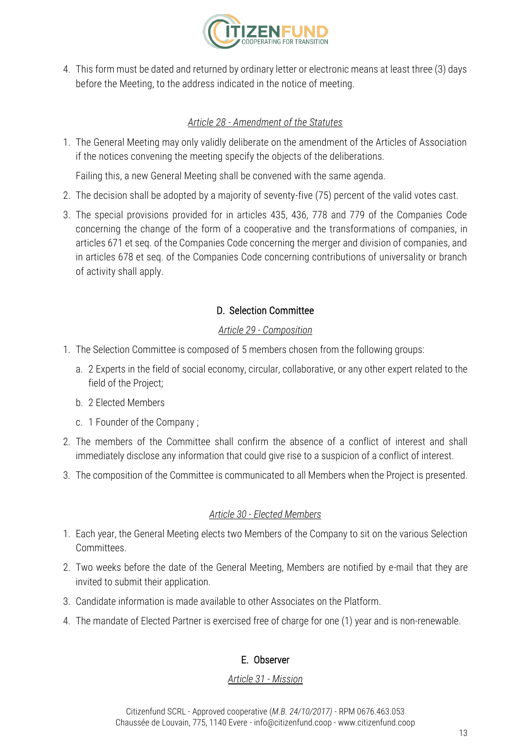4. This form must be dated and returned by ordinary letter or electronic means at least three (3) days before the Meeting, to the address indicated in the notice of meeting.

#### *Article 28 - Amendment of the Statutes*

1. The General Meeting may only validly deliberate on the amendment of the Articles of Association if the notices convening the meeting specify the objects of the deliberations.

   Failing this, a new General Meeting shall be convened with the same agenda.

2. The decision shall be adopted by a majority of seventy-five (75) percent of the valid votes cast.
3. The special provisions provided for in articles 435, 436, 778 and 779 of the Companies Code concerning the change of the form of a cooperative and the transformations of companies, in articles 671 et seq. of the Companies Code concerning the merger and division of companies, and in articles 678 et seq. of the Companies Code concerning contributions of universality or branch of activity shall apply.

### D. Selection Committee

#### *Article 29 - Composition*

1. The Selection Committee is composed of 5 members chosen from the following groups:
   a. 2 Experts in the field of social economy, circular, collaborative, or any other expert related to the field of the Project;
   b. 2 Elected Members
   c. 1 Founder of the Company ;
2. The members of the Committee shall confirm the absence of a conflict of interest and shall immediately disclose any information that could give rise to a suspicion of a conflict of interest.
3. The composition of the Committee is communicated to all Members when the Project is presented.

#### *Article 30 - Elected Members*

1. Each year, the General Meeting elects two Members of the Company to sit on the various Selection Committees.
2. Two weeks before the date of the General Meeting, Members are notified by e-mail that they are invited to submit their application.
3. Candidate information is made available to other Associates on the Platform.
4. The mandate of Elected Partner is exercised free of charge for one (1) year and is non-renewable.

### E. Observer

#### *Article 31 - Mission*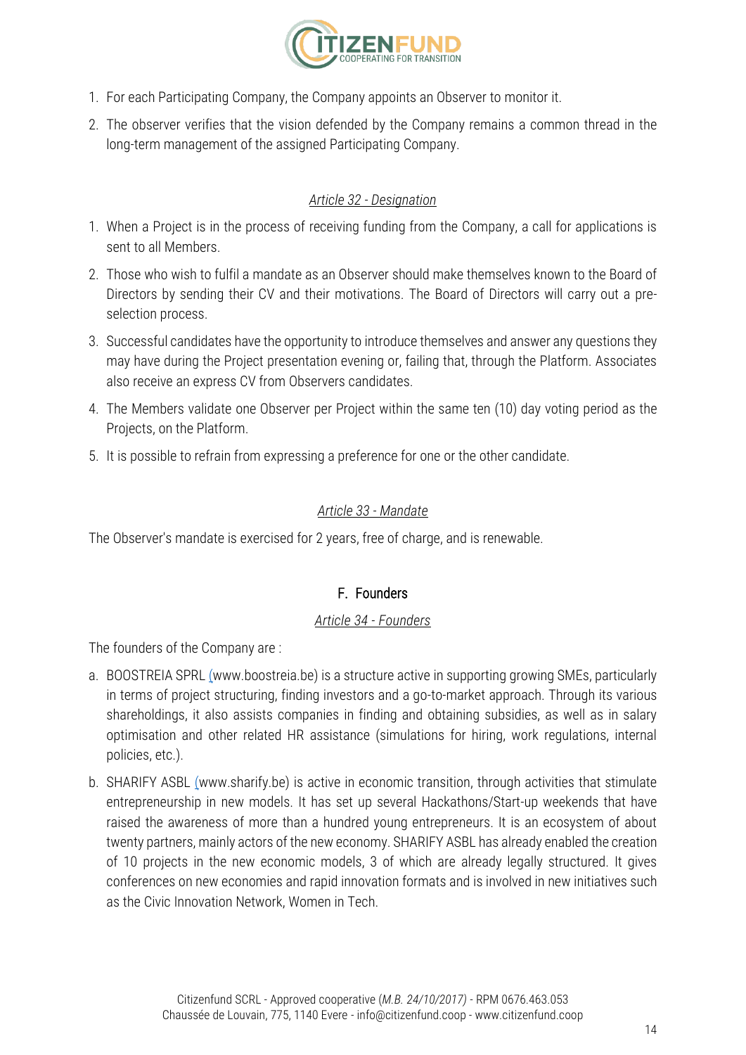1. For each Participating Company, the Company appoints an Observer to monitor it.
2. The observer verifies that the vision defended by the Company remains a common thread in the long-term management of the assigned Participating Company.

*Article 32 - Designation*

1. When a Project is in the process of receiving funding from the Company, a call for applications is sent to all Members.
2. Those who wish to fulfil a mandate as an Observer should make themselves known to the Board of Directors by sending their CV and their motivations. The Board of Directors will carry out a pre-selection process.
3. Successful candidates have the opportunity to introduce themselves and answer any questions they may have during the Project presentation evening or, failing that, through the Platform. Associates also receive an express CV from Observers candidates.
4. The Members validate one Observer per Project within the same ten (10) day voting period as the Projects, on the Platform.
5. It is possible to refrain from expressing a preference for one or the other candidate.

*Article 33 - Mandate*

The Observer's mandate is exercised for 2 years, free of charge, and is renewable.

## F. Founders

*Article 34 - Founders*

The founders of the Company are :

a. BOOSTREIA SPRL (www.boostreia.be) is a structure active in supporting growing SMEs, particularly in terms of project structuring, finding investors and a go-to-market approach. Through its various shareholdings, it also assists companies in finding and obtaining subsidies, as well as in salary optimisation and other related HR assistance (simulations for hiring, work regulations, internal policies, etc.).

b. SHARIFY ASBL (www.sharify.be) is active in economic transition, through activities that stimulate entrepreneurship in new models. It has set up several Hackathons/Start-up weekends that have raised the awareness of more than a hundred young entrepreneurs. It is an ecosystem of about twenty partners, mainly actors of the new economy. SHARIFY ASBL has already enabled the creation of 10 projects in the new economic models, 3 of which are already legally structured. It gives conferences on new economies and rapid innovation formats and is involved in new initiatives such as the Civic Innovation Network, Women in Tech.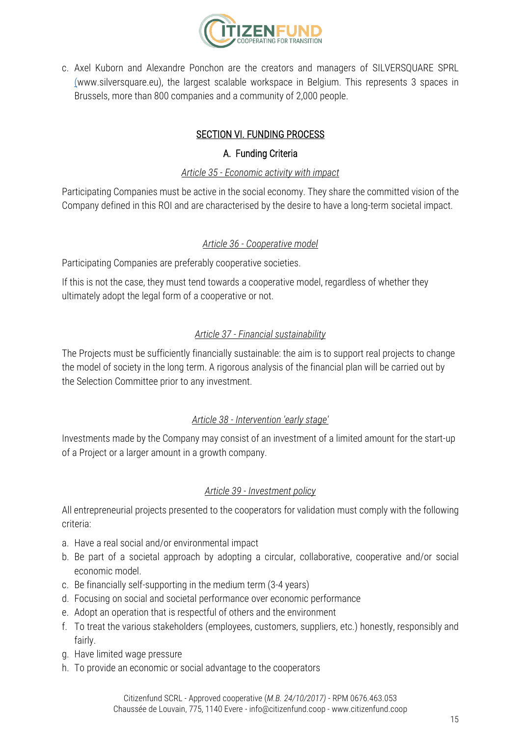c. Axel Kuborn and Alexandre Ponchon are the creators and managers of SILVERSQUARE SPRL (www.silversquare.eu), the largest scalable workspace in Belgium. This represents 3 spaces in Brussels, more than 800 companies and a community of 2,000 people.

## SECTION VI. FUNDING PROCESS

### A. Funding Criteria

#### *Article 35 - Economic activity with impact*

Participating Companies must be active in the social economy. They share the committed vision of the Company defined in this ROI and are characterised by the desire to have a long-term societal impact.

#### *Article 36 - Cooperative model*

Participating Companies are preferably cooperative societies.

If this is not the case, they must tend towards a cooperative model, regardless of whether they ultimately adopt the legal form of a cooperative or not.

#### *Article 37 - Financial sustainability*

The Projects must be sufficiently financially sustainable: the aim is to support real projects to change the model of society in the long term. A rigorous analysis of the financial plan will be carried out by the Selection Committee prior to any investment.

#### *Article 38 - Intervention 'early stage'*

Investments made by the Company may consist of an investment of a limited amount for the start-up of a Project or a larger amount in a growth company.

#### *Article 39 - Investment policy*

All entrepreneurial projects presented to the cooperators for validation must comply with the following criteria:

a. Have a real social and/or environmental impact
b. Be part of a societal approach by adopting a circular, collaborative, cooperative and/or social economic model.
c. Be financially self-supporting in the medium term (3-4 years)
d. Focusing on social and societal performance over economic performance
e. Adopt an operation that is respectful of others and the environment
f. To treat the various stakeholders (employees, customers, suppliers, etc.) honestly, responsibly and fairly.
g. Have limited wage pressure
h. To provide an economic or social advantage to the cooperators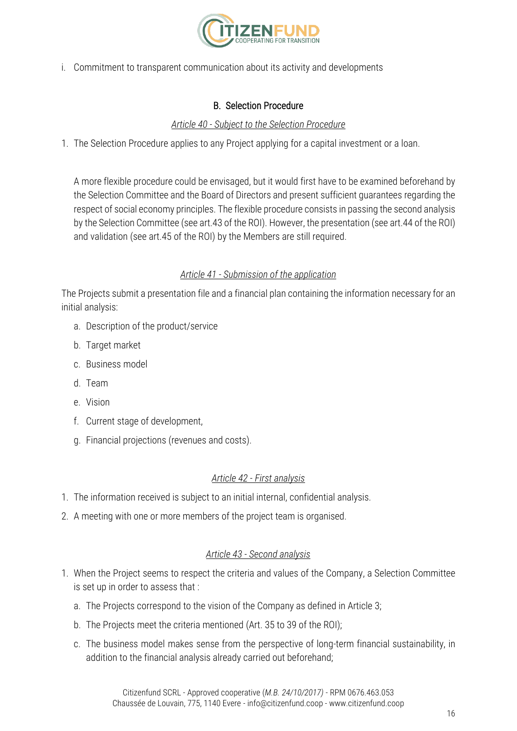i. Commitment to transparent communication about its activity and developments

### B. Selection Procedure

#### *Article 40 - Subject to the Selection Procedure*

1. The Selection Procedure applies to any Project applying for a capital investment or a loan.

   A more flexible procedure could be envisaged, but it would first have to be examined beforehand by the Selection Committee and the Board of Directors and present sufficient guarantees regarding the respect of social economy principles. The flexible procedure consists in passing the second analysis by the Selection Committee (see art.43 of the ROI). However, the presentation (see art.44 of the ROI) and validation (see art.45 of the ROI) by the Members are still required.

#### *Article 41 - Submission of the application*

The Projects submit a presentation file and a financial plan containing the information necessary for an initial analysis:

a. Description of the product/service
b. Target market
c. Business model
d. Team
e. Vision
f. Current stage of development,
g. Financial projections (revenues and costs).

#### *Article 42 - First analysis*

1. The information received is subject to an initial internal, confidential analysis.
2. A meeting with one or more members of the project team is organised.

#### *Article 43 - Second analysis*

1. When the Project seems to respect the criteria and values of the Company, a Selection Committee is set up in order to assess that :
   a. The Projects correspond to the vision of the Company as defined in Article 3;
   b. The Projects meet the criteria mentioned (Art. 35 to 39 of the ROI);
   c. The business model makes sense from the perspective of long-term financial sustainability, in addition to the financial analysis already carried out beforehand;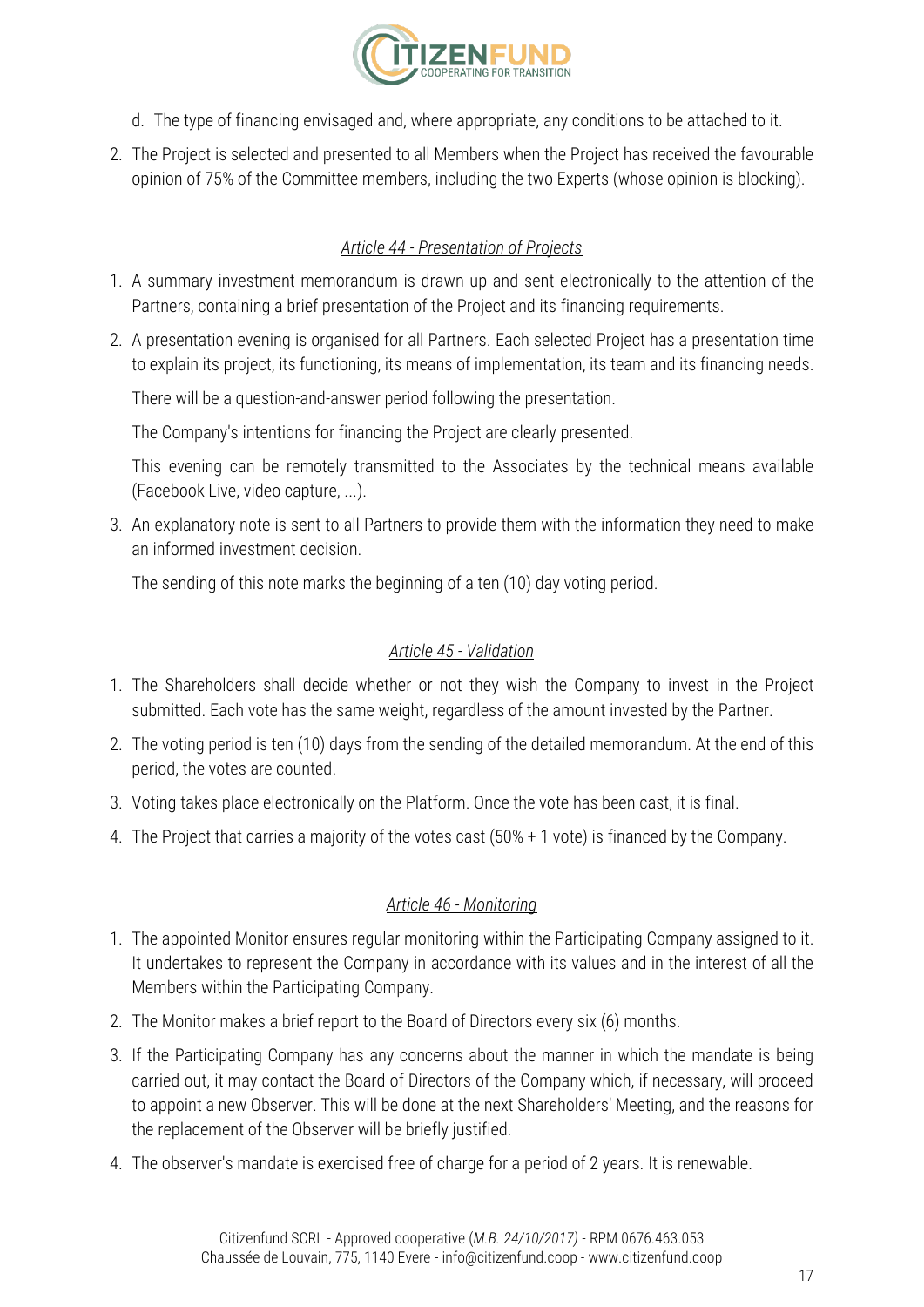d. The type of financing envisaged and, where appropriate, any conditions to be attached to it.

2. The Project is selected and presented to all Members when the Project has received the favourable opinion of 75% of the Committee members, including the two Experts (whose opinion is blocking).

### *Article 44 - Presentation of Projects*

1. A summary investment memorandum is drawn up and sent electronically to the attention of the Partners, containing a brief presentation of the Project and its financing requirements.
2. A presentation evening is organised for all Partners. Each selected Project has a presentation time to explain its project, its functioning, its means of implementation, its team and its financing needs.

   There will be a question-and-answer period following the presentation.

   The Company's intentions for financing the Project are clearly presented.

   This evening can be remotely transmitted to the Associates by the technical means available (Facebook Live, video capture, ...).
3. An explanatory note is sent to all Partners to provide them with the information they need to make an informed investment decision.

   The sending of this note marks the beginning of a ten (10) day voting period.

### *Article 45 - Validation*

1. The Shareholders shall decide whether or not they wish the Company to invest in the Project submitted. Each vote has the same weight, regardless of the amount invested by the Partner.
2. The voting period is ten (10) days from the sending of the detailed memorandum. At the end of this period, the votes are counted.
3. Voting takes place electronically on the Platform. Once the vote has been cast, it is final.
4. The Project that carries a majority of the votes cast (50% + 1 vote) is financed by the Company.

### *Article 46 - Monitoring*

1. The appointed Monitor ensures regular monitoring within the Participating Company assigned to it. It undertakes to represent the Company in accordance with its values and in the interest of all the Members within the Participating Company.
2. The Monitor makes a brief report to the Board of Directors every six (6) months.
3. If the Participating Company has any concerns about the manner in which the mandate is being carried out, it may contact the Board of Directors of the Company which, if necessary, will proceed to appoint a new Observer. This will be done at the next Shareholders' Meeting, and the reasons for the replacement of the Observer will be briefly justified.
4. The observer's mandate is exercised free of charge for a period of 2 years. It is renewable.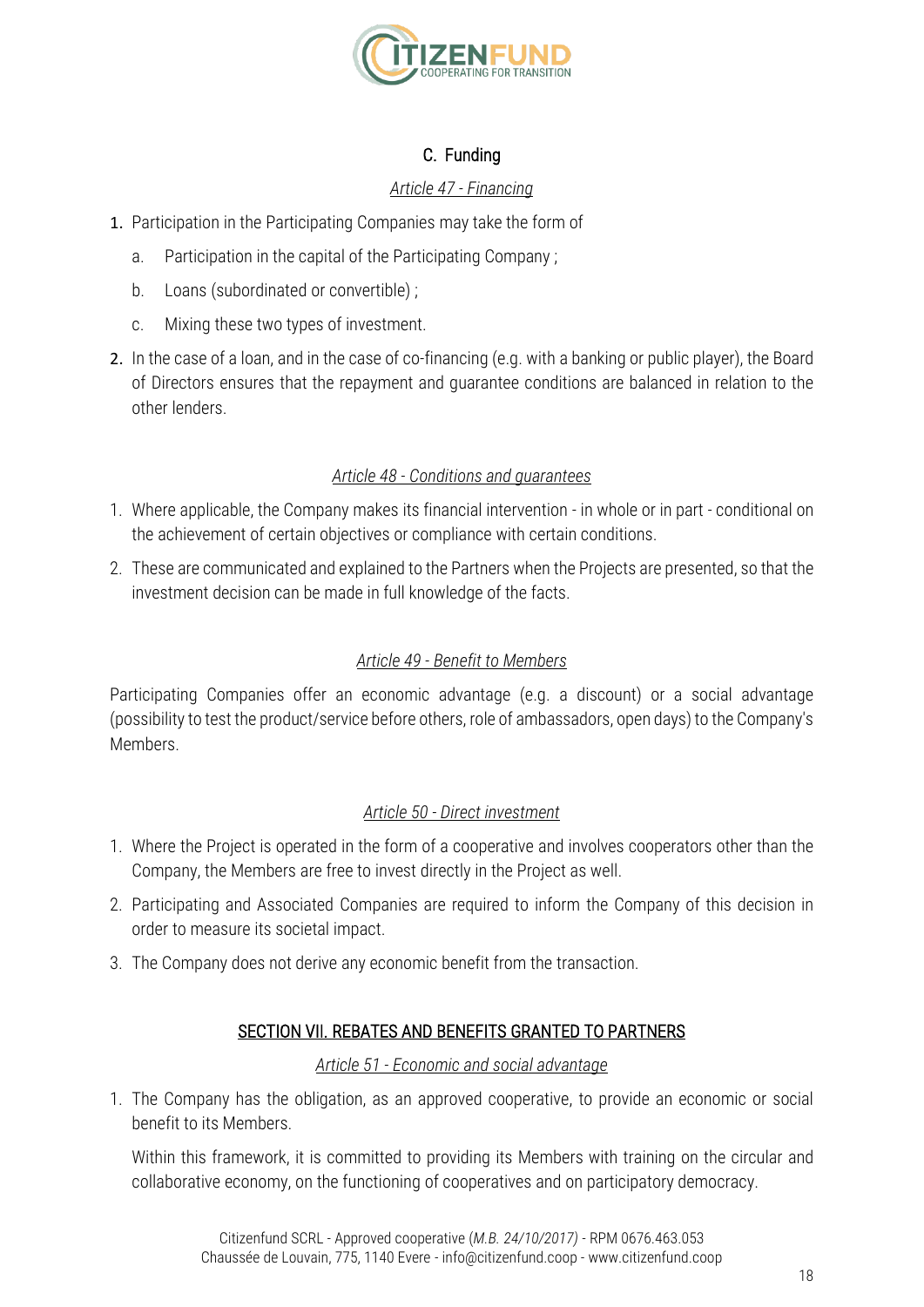### C. Funding

*Article 47 - Financing*

1. Participation in the Participating Companies may take the form of
   a. Participation in the capital of the Participating Company ;
   b. Loans (subordinated or convertible) ;
   c. Mixing these two types of investment.
2. In the case of a loan, and in the case of co-financing (e.g. with a banking or public player), the Board of Directors ensures that the repayment and guarantee conditions are balanced in relation to the other lenders.

*Article 48 - Conditions and guarantees*

1. Where applicable, the Company makes its financial intervention - in whole or in part - conditional on the achievement of certain objectives or compliance with certain conditions.
2. These are communicated and explained to the Partners when the Projects are presented, so that the investment decision can be made in full knowledge of the facts.

*Article 49 - Benefit to Members*

Participating Companies offer an economic advantage (e.g. a discount) or a social advantage (possibility to test the product/service before others, role of ambassadors, open days) to the Company's Members.

*Article 50 - Direct investment*

1. Where the Project is operated in the form of a cooperative and involves cooperators other than the Company, the Members are free to invest directly in the Project as well.
2. Participating and Associated Companies are required to inform the Company of this decision in order to measure its societal impact.
3. The Company does not derive any economic benefit from the transaction.

## SECTION VII. REBATES AND BENEFITS GRANTED TO PARTNERS

*Article 51 - Economic and social advantage*

1. The Company has the obligation, as an approved cooperative, to provide an economic or social benefit to its Members.

   Within this framework, it is committed to providing its Members with training on the circular and collaborative economy, on the functioning of cooperatives and on participatory democracy.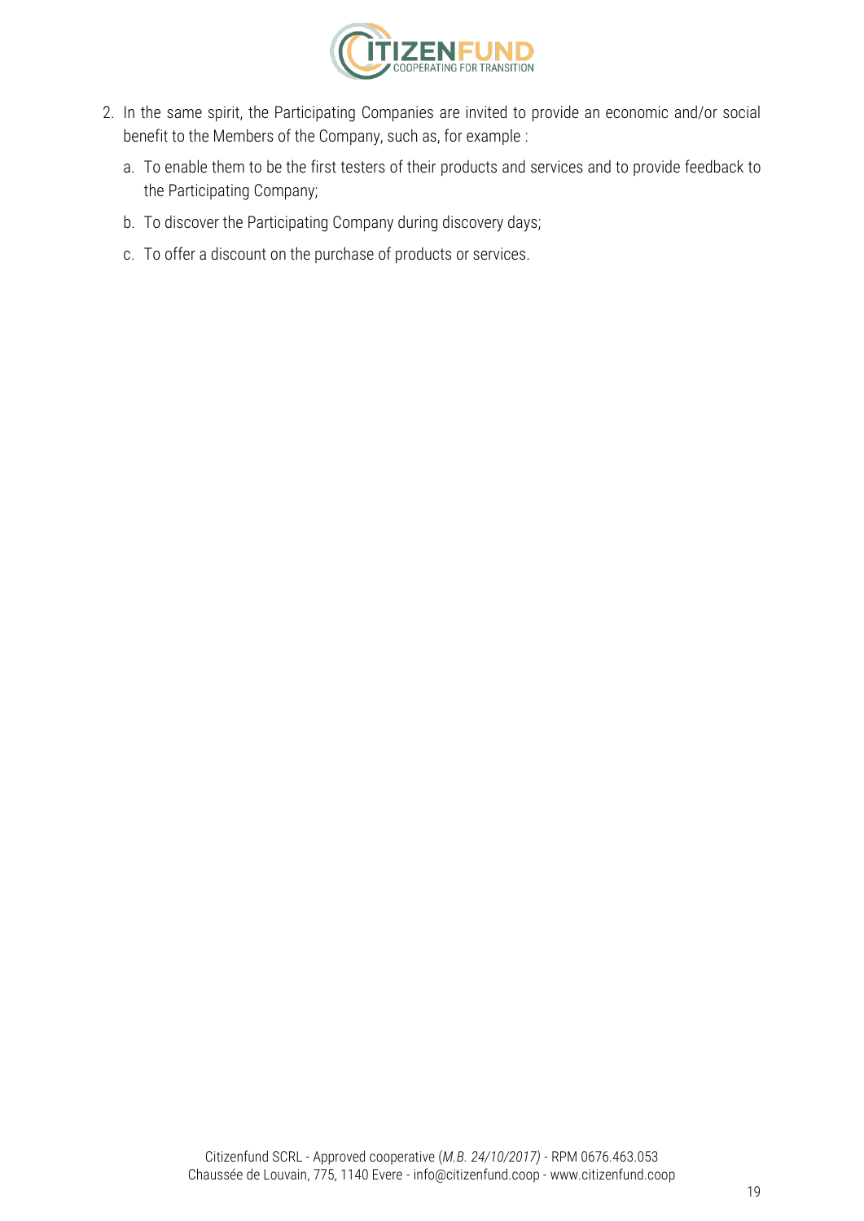2. In the same spirit, the Participating Companies are invited to provide an economic and/or social benefit to the Members of the Company, such as, for example :
    a. To enable them to be the first testers of their products and services and to provide feedback to the Participating Company;
    b. To discover the Participating Company during discovery days;
    c. To offer a discount on the purchase of products or services.